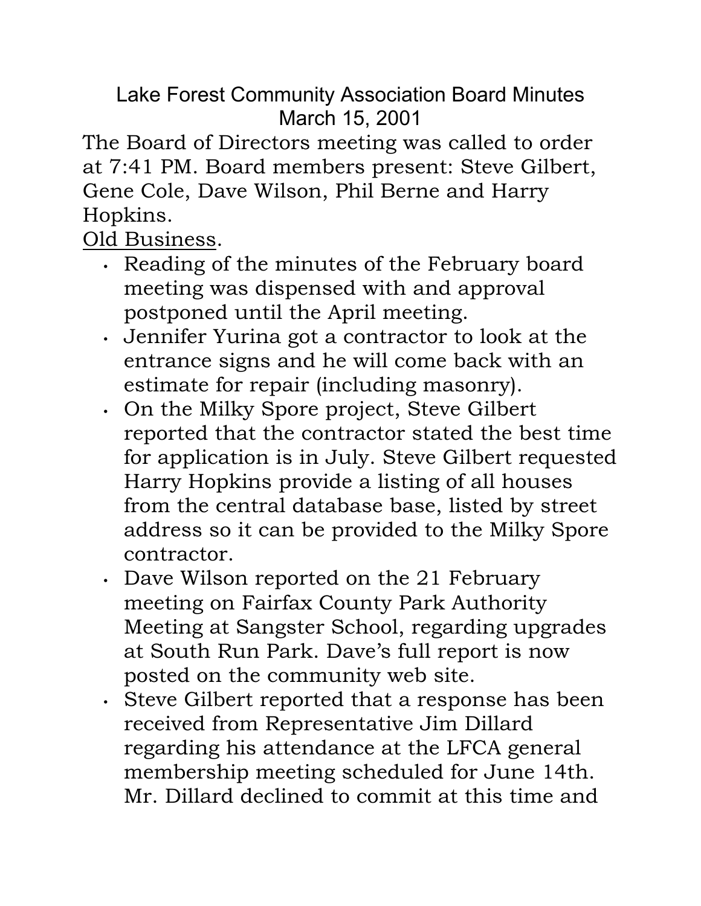# Lake Forest Community Association Board Minutes
## March 15, 2001

The Board of Directors meeting was called to order at 7:41 PM. Board members present: Steve Gilbert, Gene Cole, Dave Wilson, Phil Berne and Harry Hopkins.

Old Business.

- Reading of the minutes of the February board meeting was dispensed with and approval postponed until the April meeting.
- Jennifer Yurina got a contractor to look at the entrance signs and he will come back with an estimate for repair (including masonry).
- On the Milky Spore project, Steve Gilbert reported that the contractor stated the best time for application is in July. Steve Gilbert requested Harry Hopkins provide a listing of all houses from the central database base, listed by street address so it can be provided to the Milky Spore contractor.
- Dave Wilson reported on the 21 February meeting on Fairfax County Park Authority Meeting at Sangster School, regarding upgrades at South Run Park. Dave's full report is now posted on the community web site.
- Steve Gilbert reported that a response has been received from Representative Jim Dillard regarding his attendance at the LFCA general membership meeting scheduled for June 14th. Mr. Dillard declined to commit at this time and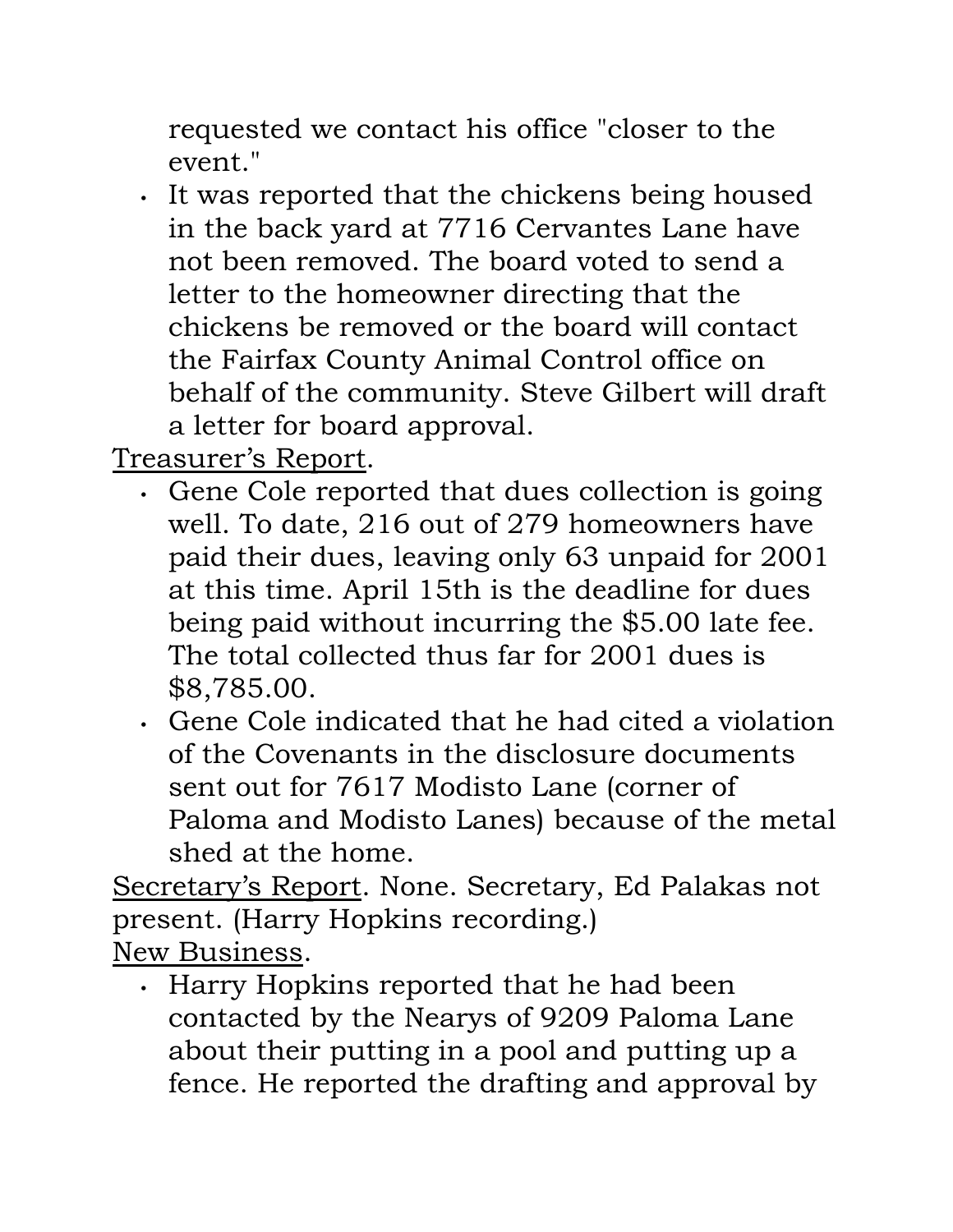requested we contact his office "closer to the event."

- It was reported that the chickens being housed in the back yard at 7716 Cervantes Lane have not been removed. The board voted to send a letter to the homeowner directing that the chickens be removed or the board will contact the Fairfax County Animal Control office on behalf of the community. Steve Gilbert will draft a letter for board approval.

<u>Treasurer's Report</u>.

- Gene Cole reported that dues collection is going well. To date, 216 out of 279 homeowners have paid their dues, leaving only 63 unpaid for 2001 at this time. April 15th is the deadline for dues being paid without incurring the $5.00 late fee. The total collected thus far for 2001 dues is $8,785.00.
- Gene Cole indicated that he had cited a violation of the Covenants in the disclosure documents sent out for 7617 Modisto Lane (corner of Paloma and Modisto Lanes) because of the metal shed at the home.

<u>Secretary's Report</u>. None. Secretary, Ed Palakas not present. (Harry Hopkins recording.)

<u>New Business</u>.

- Harry Hopkins reported that he had been contacted by the Nearys of 9209 Paloma Lane about their putting in a pool and putting up a fence. He reported the drafting and approval by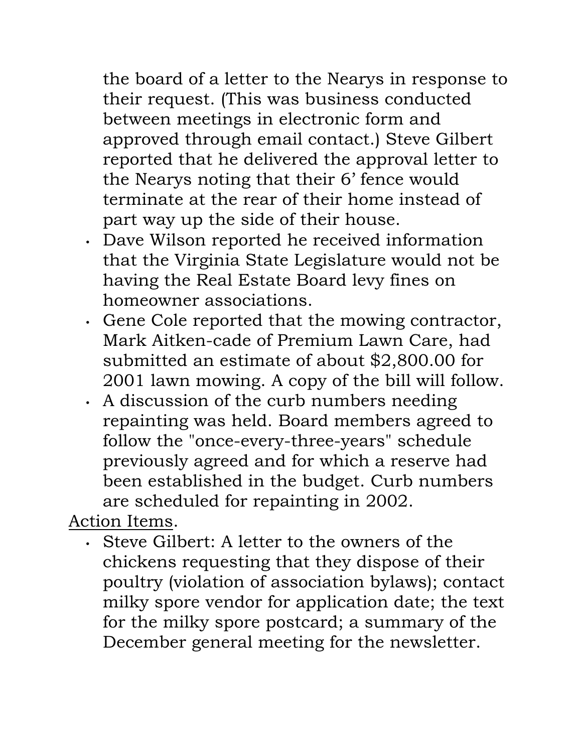the board of a letter to the Nearys in response to their request. (This was business conducted between meetings in electronic form and approved through email contact.) Steve Gilbert reported that he delivered the approval letter to the Nearys noting that their 6' fence would terminate at the rear of their home instead of part way up the side of their house.

- Dave Wilson reported he received information that the Virginia State Legislature would not be having the Real Estate Board levy fines on homeowner associations.
- Gene Cole reported that the mowing contractor, Mark Aitken-cade of Premium Lawn Care, had submitted an estimate of about $2,800.00 for 2001 lawn mowing. A copy of the bill will follow.
- A discussion of the curb numbers needing repainting was held. Board members agreed to follow the "once-every-three-years" schedule previously agreed and for which a reserve had been established in the budget. Curb numbers are scheduled for repainting in 2002.

<u>Action Items</u>.

- Steve Gilbert: A letter to the owners of the chickens requesting that they dispose of their poultry (violation of association bylaws); contact milky spore vendor for application date; the text for the milky spore postcard; a summary of the December general meeting for the newsletter.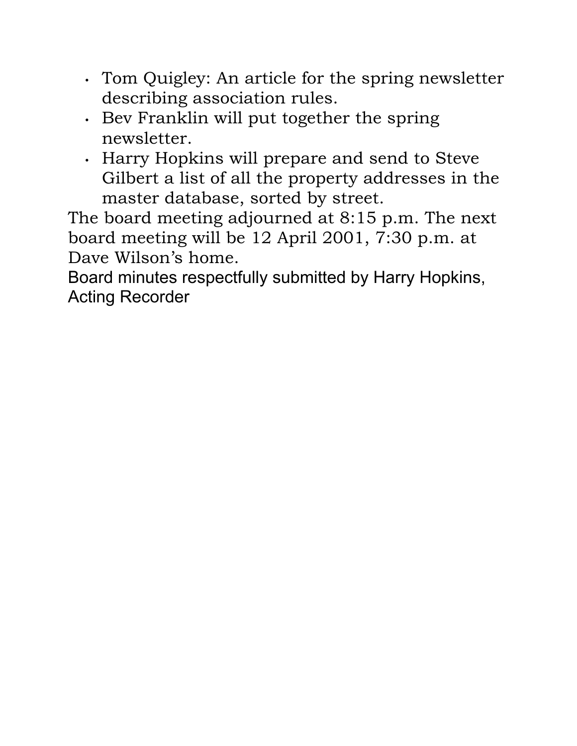- Tom Quigley: An article for the spring newsletter describing association rules.
- Bev Franklin will put together the spring newsletter.
- Harry Hopkins will prepare and send to Steve Gilbert a list of all the property addresses in the master database, sorted by street.

The board meeting adjourned at 8:15 p.m. The next board meeting will be 12 April 2001, 7:30 p.m. at Dave Wilson's home.

Board minutes respectfully submitted by Harry Hopkins, Acting Recorder